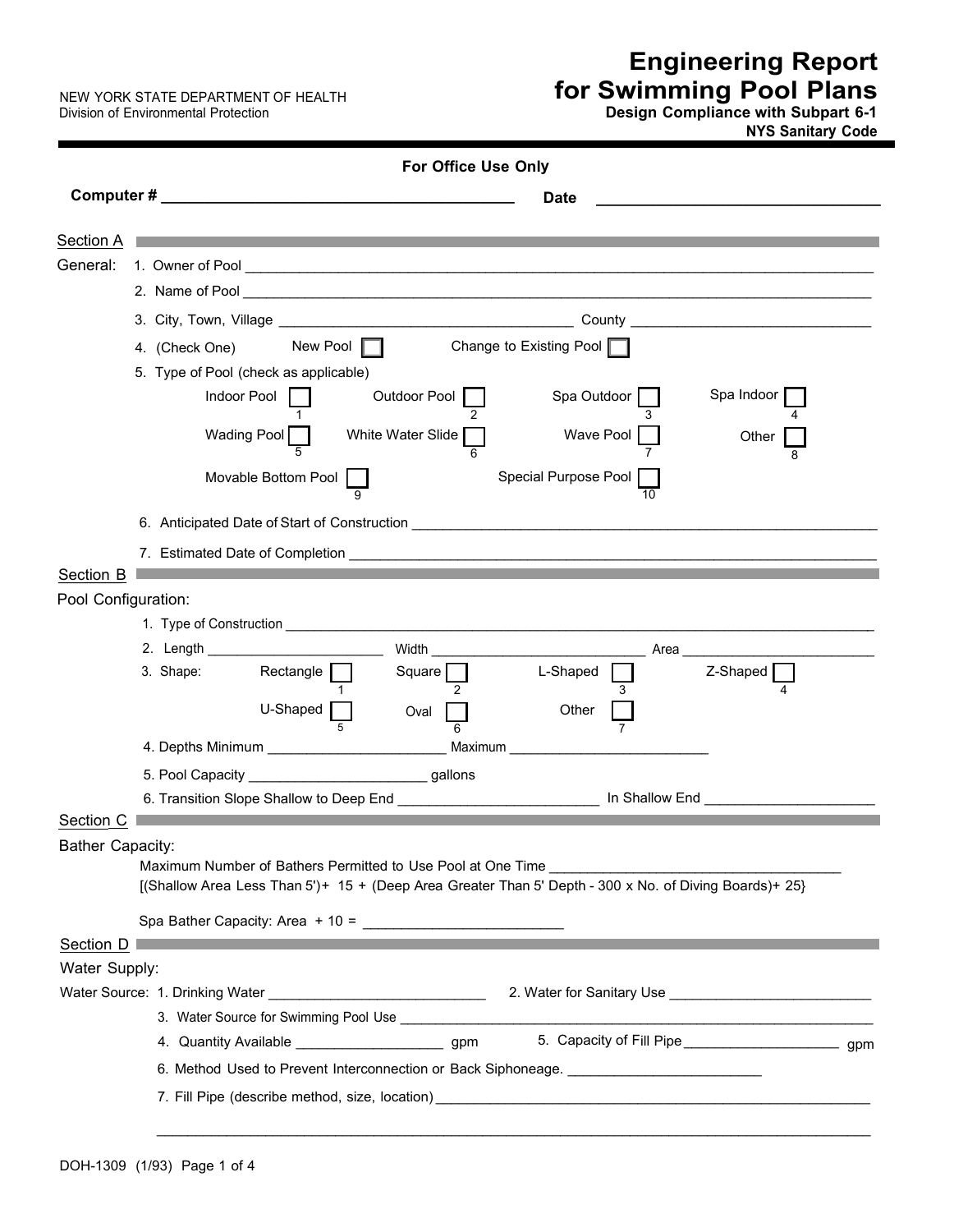NEW YORK STATE DEPARTMENT OF HEALTH
Division of Environmental Protection

# Engineering Report for Swimming Pool Plans

**Design Compliance with Subpart 6-1**
**NYS Sanitary Code**

**For Office Use Only**

**Computer #** ______________________________ **Date** ______________________________

## Section A

General:

1. Owner of Pool ______________________________
2. Name of Pool ______________________________
3. City, Town, Village ______________________________ County ______________________________
4. (Check One) New Pool ☐ Change to Existing Pool ☐
5. Type of Pool (check as applicable)

   - Indoor Pool ☐ 1
   - Outdoor Pool ☐ 2
   - Spa Outdoor ☐ 3
   - Spa Indoor ☐ 4
   - Wading Pool ☐ 5
   - White Water Slide ☐ 6
   - Wave Pool ☐ 7
   - Other ☐ 8
   - Movable Bottom Pool ☐ 9
   - Special Purpose Pool ☐ 10

6. Anticipated Date of Start of Construction ______________________________
7. Estimated Date of Completion ______________________________

## Section B

Pool Configuration:

1. Type of Construction ______________________________
2. Length ____________ Width ____________ Area ____________
3. Shape:

   - Rectangle ☐ 1
   - Square ☐ 2
   - L-Shaped ☐ 3
   - Z-Shaped ☐ 4
   - U-Shaped ☐ 5
   - Oval ☐ 6
   - Other ☐ 7

4. Depths Minimum ____________ Maximum ____________
5. Pool Capacity ____________ gallons
6. Transition Slope Shallow to Deep End ____________ In Shallow End ____________

## Section C

Bather Capacity:

Maximum Number of Bathers Permitted to Use Pool at One Time ______________________________
[(Shallow Area Less Than 5')+ 15 + (Deep Area Greater Than 5' Depth - 300 x No. of Diving Boards)+ 25}

Spa Bather Capacity: Area + 10 = ____________

## Section D

Water Supply:

Water Source:

1. Drinking Water ____________
2. Water for Sanitary Use ____________
3. Water Source for Swimming Pool Use ______________________________
4. Quantity Available ____________ gpm
5. Capacity of Fill Pipe ____________ gpm
6. Method Used to Prevent Interconnection or Back Siphoneage. ____________
7. Fill Pipe (describe method, size, location) ______________________________

______________________________________________________________

DOH-1309 (1/93)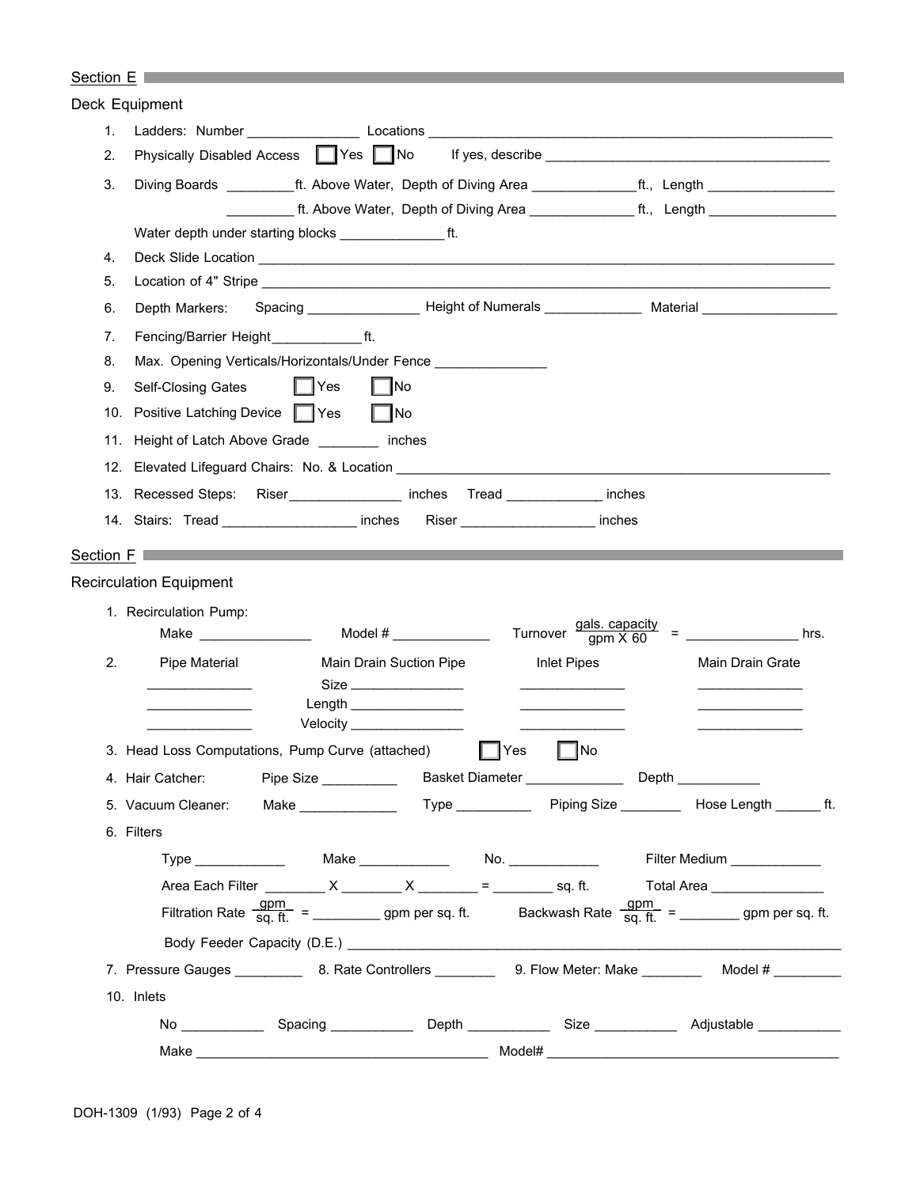## Section E

### Deck Equipment

1. Ladders: Number _______________ Locations _______________________________________________
2. Physically Disabled Access ☐ Yes ☐ No If yes, describe _______________________________________
3. Diving Boards _________ft. Above Water, Depth of Diving Area ______________ft., Length _________________

   _________ ft. Above Water, Depth of Diving Area ______________ ft., Length _________________

   Water depth under starting blocks ______________ ft.
4. Deck Slide Location _______________________________________________________________________
5. Location of 4" Stripe _______________________________________________________________________
6. Depth Markers: Spacing _______________ Height of Numerals _____________ Material __________________
7. Fencing/Barrier Height____________ft.
8. Max. Opening Verticals/Horizontals/Under Fence _______________
9. Self-Closing Gates ☐ Yes ☐ No
10. Positive Latching Device ☐ Yes ☐ No
11. Height of Latch Above Grade ________ inches
12. Elevated Lifeguard Chairs: No. & Location _____________________________________________________
13. Recessed Steps: Riser_______________ inches Tread _____________ inches
14. Stairs: Tread __________________ inches Riser __________________ inches

## Section F

### Recirculation Equipment

1. Recirculation Pump:

   Make _______________ Model # _____________ Turnover $\frac{\text{gals. capacity}}{\text{gpm X 60}}$ = _______________ hrs.

2. 

| Pipe Material | Main Drain Suction Pipe | Inlet Pipes | Main Drain Grate |
|---|---|---|---|
| ______________ | Size ________________ | ______________ | ______________ |
| ______________ | Length ________________ | ______________ | ______________ |
| ______________ | Velocity ________________ | ______________ | ______________ |

3. Head Loss Computations, Pump Curve (attached) ☐ Yes ☐ No
4. Hair Catcher: Pipe Size __________ Basket Diameter _____________ Depth ___________
5. Vacuum Cleaner: Make _____________ Type __________ Piping Size ________ Hose Length ______ ft.
6. Filters

   Type ____________ Make ____________ No. ____________ Filter Medium ____________

   Area Each Filter ________ X ________ X ________ = ________ sq. ft. Total Area _______________

   Filtration Rate $\frac{\text{gpm}}{\text{sq. ft.}}$ = _________ gpm per sq. ft. Backwash Rate $\frac{\text{gpm}}{\text{sq. ft.}}$ = ________ gpm per sq. ft.

   Body Feeder Capacity (D.E.) __________________________________________________________________

7. Pressure Gauges _________ 8. Rate Controllers ________ 9. Flow Meter: Make ________ Model # _________

10. Inlets

    No ___________ Spacing ___________ Depth ___________ Size ___________ Adjustable ___________

    Make ______________________________________ Model# ______________________________________

DOH-1309 (1/93)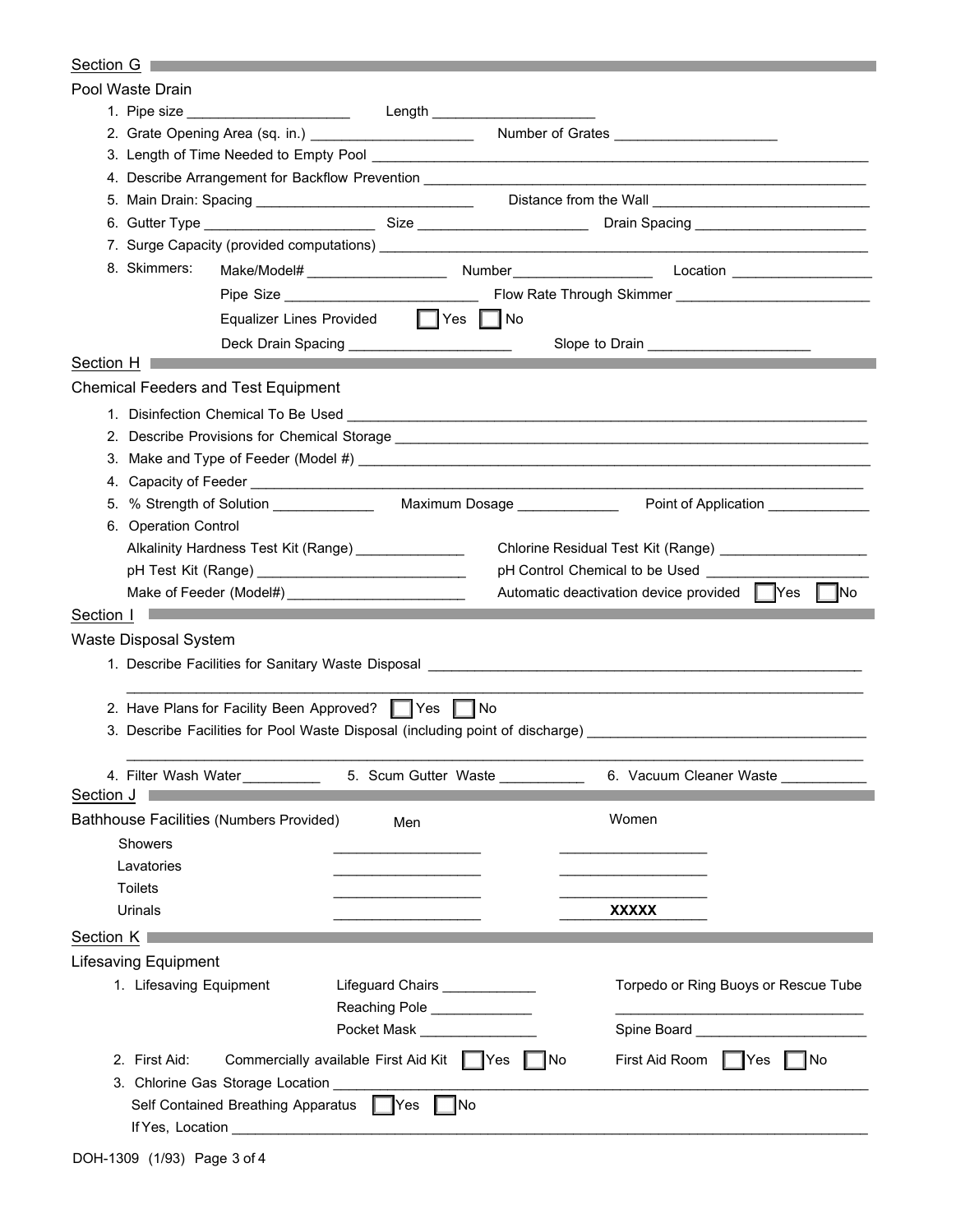## Section G

### Pool Waste Drain

1. Pipe size ____________________ Length ____________________
2. Grate Opening Area (sq. in.) ____________________ Number of Grates ____________________
3. Length of Time Needed to Empty Pool ____________________
4. Describe Arrangement for Backflow Prevention ____________________
5. Main Drain: Spacing ____________________ Distance from the Wall ____________________
6. Gutter Type ____________________ Size ____________________ Drain Spacing ____________________
7. Surge Capacity (provided computations) ____________________
8. Skimmers: Make/Model# ________________ Number ________________ Location ________________

   Pipe Size ____________________ Flow Rate Through Skimmer ____________________

   Equalizer Lines Provided ☐ Yes ☐ No

   Deck Drain Spacing ____________________ Slope to Drain ____________________

## Section H

### Chemical Feeders and Test Equipment

1. Disinfection Chemical To Be Used ____________________
2. Describe Provisions for Chemical Storage ____________________
3. Make and Type of Feeder (Model #) ____________________
4. Capacity of Feeder ____________________
5. % Strength of Solution ____________ Maximum Dosage ____________ Point of Application ____________
6. Operation Control

   Alkalinity Hardness Test Kit (Range) ____________ Chlorine Residual Test Kit (Range) ____________

   pH Test Kit (Range) ____________________ pH Control Chemical to be Used ____________________

   Make of Feeder (Model#) ____________________ Automatic deactivation device provided ☐ Yes ☐ No

## Section I

### Waste Disposal System

1. Describe Facilities for Sanitary Waste Disposal ____________________

   ____________________
2. Have Plans for Facility Been Approved? ☐ Yes ☐ No
3. Describe Facilities for Pool Waste Disposal (including point of discharge) ____________________

   ____________________
4. Filter Wash Water __________ 5. Scum Gutter Waste __________ 6. Vacuum Cleaner Waste __________

## Section J

### Bathhouse Facilities (Numbers Provided)

| | Men | Women |
|---|---|---|
| Showers | ________ | ________ |
| Lavatories | ________ | ________ |
| Toilets | ________ | ________ |
| Urinals | ________ | **XXXXX** |

## Section K

### Lifesaving Equipment

1. Lifesaving Equipment

   Lifeguard Chairs ____________ Torpedo or Ring Buoys or Rescue Tube ____________________

   Reaching Pole ____________

   Pocket Mask ____________ Spine Board ____________________
2. First Aid: Commercially available First Aid Kit ☐ Yes ☐ No First Aid Room ☐ Yes ☐ No
3. Chlorine Gas Storage Location ____________________

   Self Contained Breathing Apparatus ☐ Yes ☐ No

   If Yes, Location ____________________

DOH-1309 (1/93)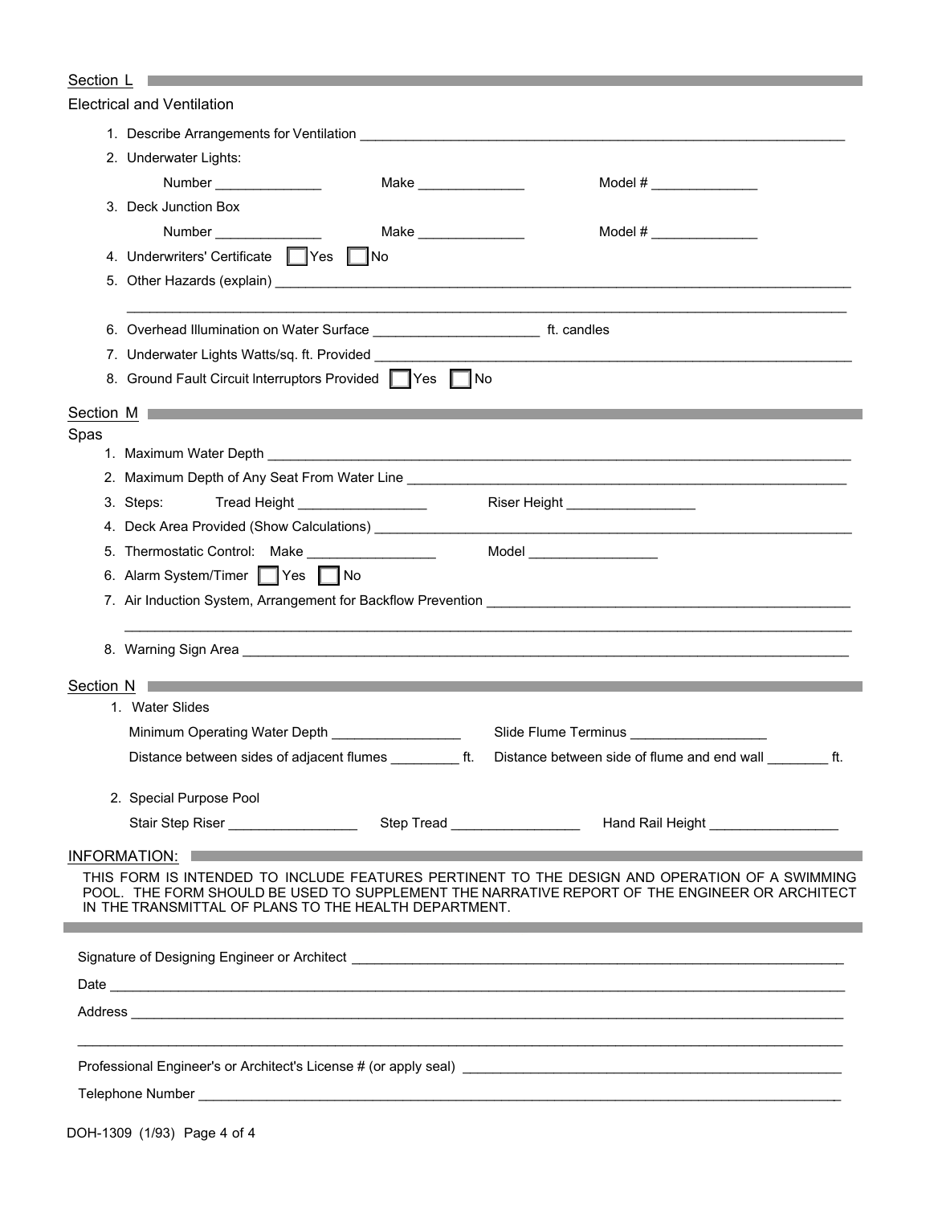## Section L

### Electrical and Ventilation

1. Describe Arrangements for Ventilation ____________________
2. Underwater Lights:

   Number ______________ Make ______________ Model # ______________
3. Deck Junction Box

   Number ______________ Make ______________ Model # ______________
4. Underwriters' Certificate ☐ Yes ☐ No
5. Other Hazards (explain) ____________________

   ____________________
6. Overhead Illumination on Water Surface ______________________ ft. candles
7. Underwater Lights Watts/sq. ft. Provided ____________________
8. Ground Fault Circuit Interruptors Provided ☐ Yes ☐ No

## Section M

### Spas

1. Maximum Water Depth ____________________
2. Maximum Depth of Any Seat From Water Line ____________________
3. Steps: Tread Height _________________ Riser Height _________________
4. Deck Area Provided (Show Calculations) ____________________
5. Thermostatic Control: Make _________________ Model _________________
6. Alarm System/Timer ☐ Yes ☐ No
7. Air Induction System, Arrangement for Backflow Prevention ____________________

   ____________________
8. Warning Sign Area ____________________

## Section N

1. Water Slides

   Minimum Operating Water Depth _________________ Slide Flume Terminus __________________

   Distance between sides of adjacent flumes _________ ft. Distance between side of flume and end wall ________ ft.

2. Special Purpose Pool

   Stair Step Riser _________________ Step Tread _________________ Hand Rail Height _________________

## INFORMATION:

THIS FORM IS INTENDED TO INCLUDE FEATURES PERTINENT TO THE DESIGN AND OPERATION OF A SWIMMING POOL. THE FORM SHOULD BE USED TO SUPPLEMENT THE NARRATIVE REPORT OF THE ENGINEER OR ARCHITECT IN THE TRANSMITTAL OF PLANS TO THE HEALTH DEPARTMENT.

Signature of Designing Engineer or Architect ____________________

Date ____________________

Address ____________________

____________________

Professional Engineer's or Architect's License # (or apply seal) ____________________

Telephone Number ____________________

DOH-1309 (1/93)